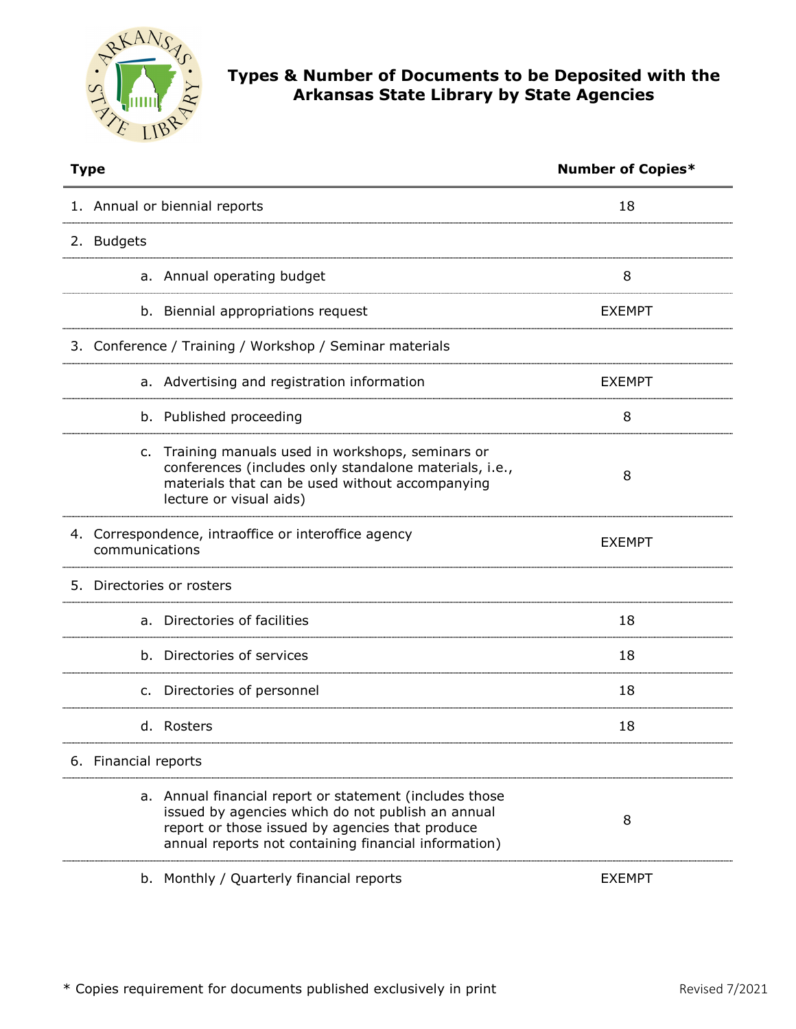# Types & Number of Documents to be Deposited with the Arkansas State Library by State Agencies

| Type | Number of Copies* |
| --- | --- |
| 1. Annual or biennial reports | 18 |
| 2. Budgets | |
| a. Annual operating budget | 8 |
| b. Biennial appropriations request | EXEMPT |
| 3. Conference / Training / Workshop / Seminar materials | |
| a. Advertising and registration information | EXEMPT |
| b. Published proceeding | 8 |
| c. Training manuals used in workshops, seminars or conferences (includes only standalone materials, i.e., materials that can be used without accompanying lecture or visual aids) | 8 |
| 4. Correspondence, intraoffice or interoffice agency communications | EXEMPT |
| 5. Directories or rosters | |
| a. Directories of facilities | 18 |
| b. Directories of services | 18 |
| c. Directories of personnel | 18 |
| d. Rosters | 18 |
| 6. Financial reports | |
| a. Annual financial report or statement (includes those issued by agencies which do not publish an annual report or those issued by agencies that produce annual reports not containing financial information) | 8 |
| b. Monthly / Quarterly financial reports | EXEMPT |

* Copies requirement for documents published exclusively in print

Revised 7/2021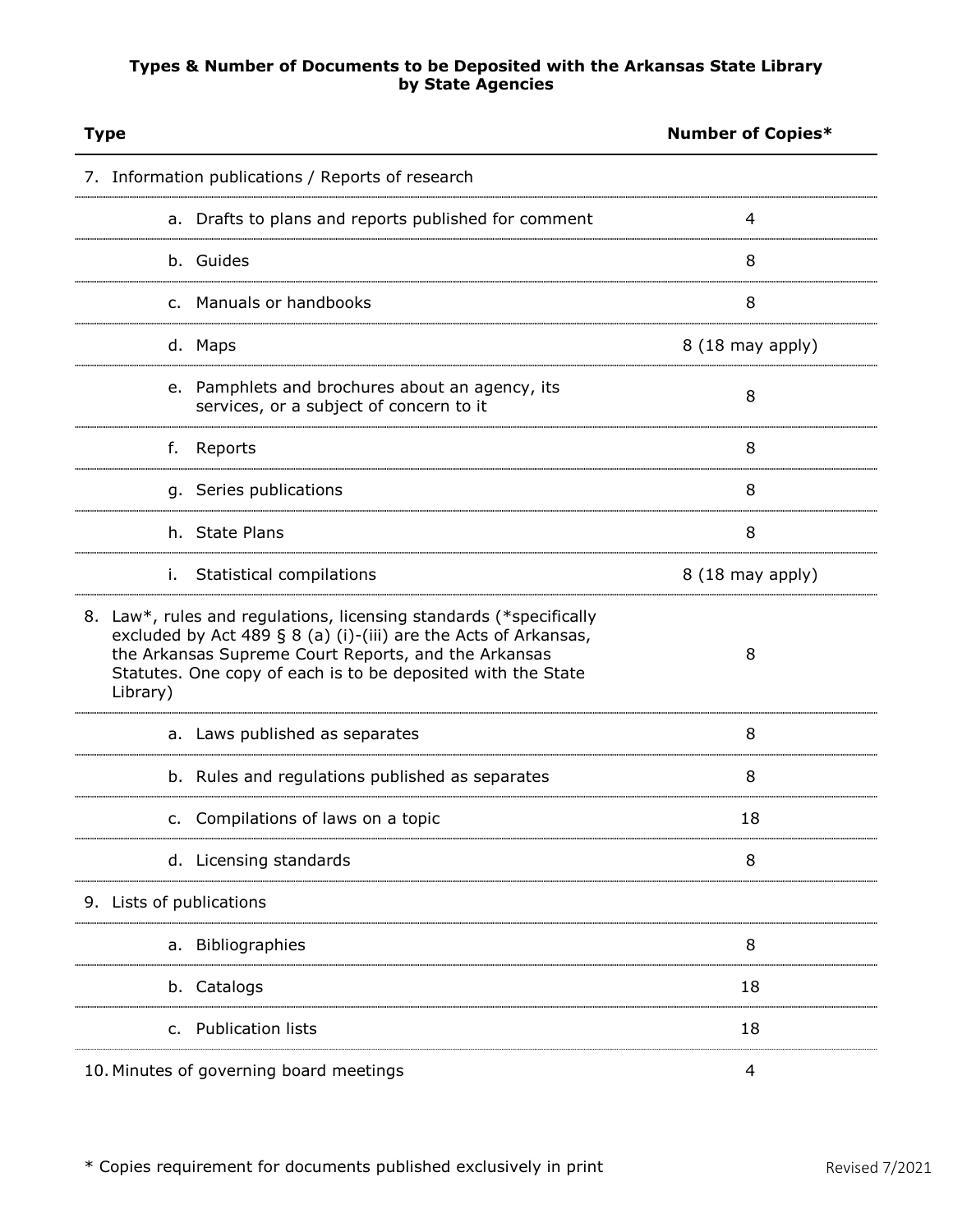**Types & Number of Documents to be Deposited with the Arkansas State Library by State Agencies**

| Type | Number of Copies* |
|---|---|
| 7. Information publications / Reports of research | |
| a. Drafts to plans and reports published for comment | 4 |
| b. Guides | 8 |
| c. Manuals or handbooks | 8 |
| d. Maps | 8 (18 may apply) |
| e. Pamphlets and brochures about an agency, its services, or a subject of concern to it | 8 |
| f. Reports | 8 |
| g. Series publications | 8 |
| h. State Plans | 8 |
| i. Statistical compilations | 8 (18 may apply) |
| 8. Law*, rules and regulations, licensing standards (*specifically excluded by Act 489 § 8 (a) (i)-(iii) are the Acts of Arkansas, the Arkansas Supreme Court Reports, and the Arkansas Statutes. One copy of each is to be deposited with the State Library) | 8 |
| a. Laws published as separates | 8 |
| b. Rules and regulations published as separates | 8 |
| c. Compilations of laws on a topic | 18 |
| d. Licensing standards | 8 |
| 9. Lists of publications | |
| a. Bibliographies | 8 |
| b. Catalogs | 18 |
| c. Publication lists | 18 |
| 10. Minutes of governing board meetings | 4 |

\* Copies requirement for documents published exclusively in print

Revised 7/2021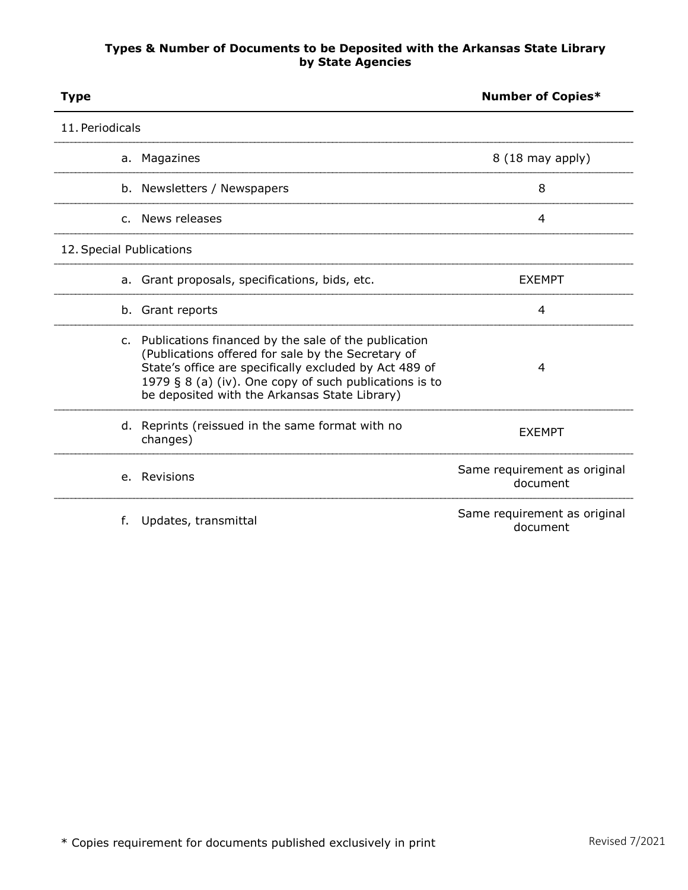**Types & Number of Documents to be Deposited with the Arkansas State Library by State Agencies**

| Type | Number of Copies* |
| --- | --- |
| 11. Periodicals | |
| a. Magazines | 8 (18 may apply) |
| b. Newsletters / Newspapers | 8 |
| c. News releases | 4 |
| 12. Special Publications | |
| a. Grant proposals, specifications, bids, etc. | EXEMPT |
| b. Grant reports | 4 |
| c. Publications financed by the sale of the publication (Publications offered for sale by the Secretary of State's office are specifically excluded by Act 489 of 1979 § 8 (a) (iv). One copy of such publications is to be deposited with the Arkansas State Library) | 4 |
| d. Reprints (reissued in the same format with no changes) | EXEMPT |
| e. Revisions | Same requirement as original document |
| f. Updates, transmittal | Same requirement as original document |

* Copies requirement for documents published exclusively in print

Revised 7/2021